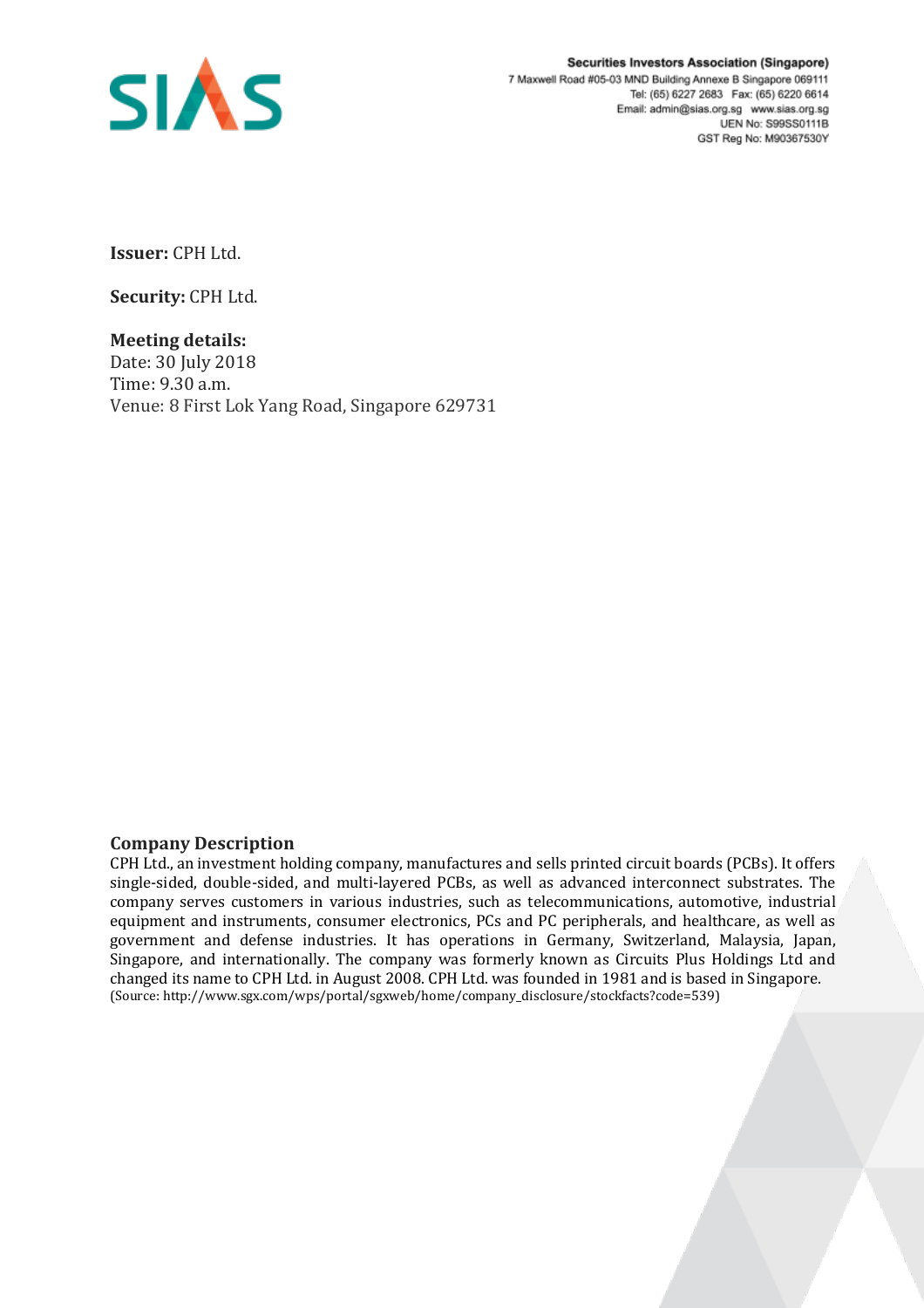Securities Investors Association (Singapore)
7 Maxwell Road #05-03 MND Building Annexe B Singapore 069111
Tel: (65) 6227 2683 Fax: (65) 6220 6614
Email: admin@sias.org.sg www.sias.org.sg
UEN No: S99SS0111B
GST Reg No: M90367530Y

**Issuer:** CPH Ltd.

**Security:** CPH Ltd.

**Meeting details:**
Date: 30 July 2018
Time: 9.30 a.m.
Venue: 8 First Lok Yang Road, Singapore 629731

## Company Description

CPH Ltd., an investment holding company, manufactures and sells printed circuit boards (PCBs). It offers single-sided, double-sided, and multi-layered PCBs, as well as advanced interconnect substrates. The company serves customers in various industries, such as telecommunications, automotive, industrial equipment and instruments, consumer electronics, PCs and PC peripherals, and healthcare, as well as government and defense industries. It has operations in Germany, Switzerland, Malaysia, Japan, Singapore, and internationally. The company was formerly known as Circuits Plus Holdings Ltd and changed its name to CPH Ltd. in August 2008. CPH Ltd. was founded in 1981 and is based in Singapore.
(Source: http://www.sgx.com/wps/portal/sgxweb/home/company_disclosure/stockfacts?code=539)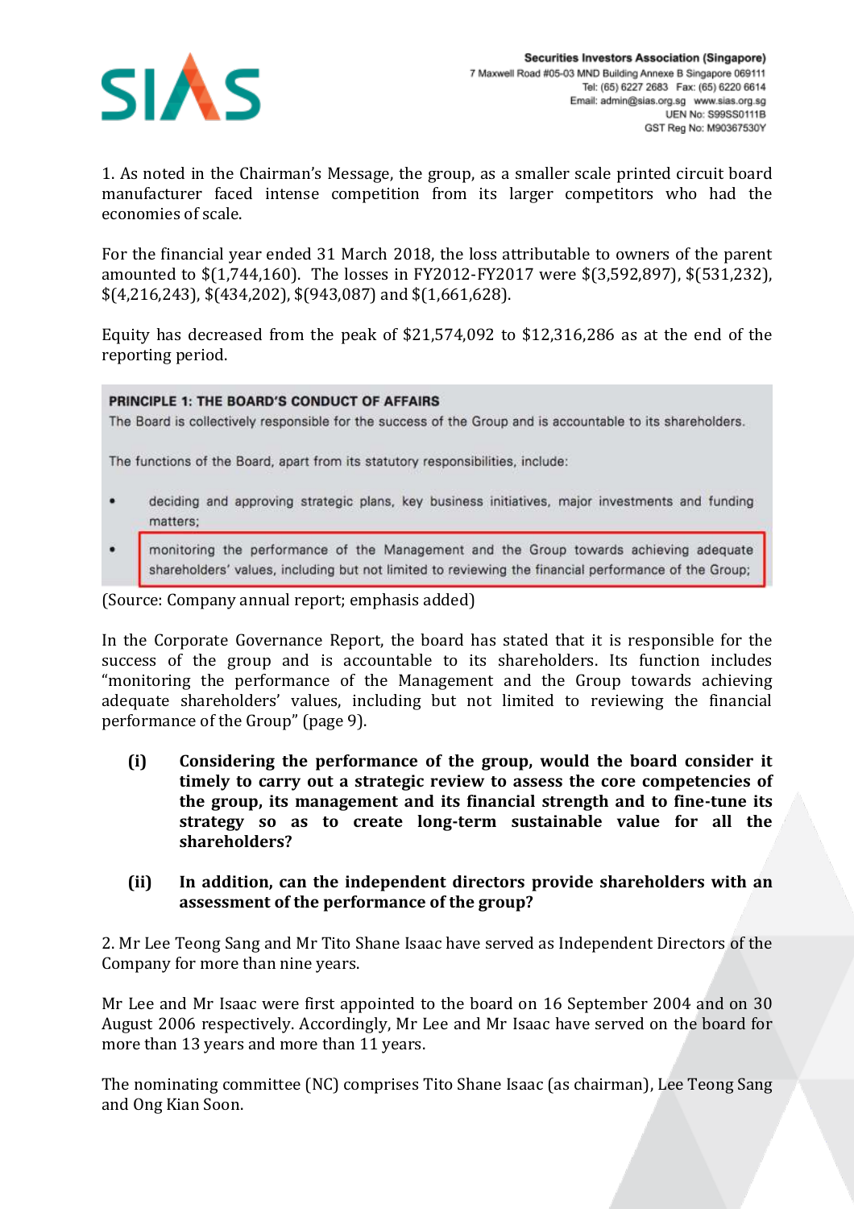1. As noted in the Chairman's Message, the group, as a smaller scale printed circuit board manufacturer faced intense competition from its larger competitors who had the economies of scale.

For the financial year ended 31 March 2018, the loss attributable to owners of the parent amounted to $(1,744,160). The losses in FY2012-FY2017 were $(3,592,897), $(531,232), $(4,216,243), $(434,202), $(943,087) and $(1,661,628).

Equity has decreased from the peak of $21,574,092 to $12,316,286 as at the end of the reporting period.

> **PRINCIPLE 1: THE BOARD'S CONDUCT OF AFFAIRS**
>
> The Board is collectively responsible for the success of the Group and is accountable to its shareholders.
>
> The functions of the Board, apart from its statutory responsibilities, include:
>
> - deciding and approving strategic plans, key business initiatives, major investments and funding matters;
> - monitoring the performance of the Management and the Group towards achieving adequate shareholders' values, including but not limited to reviewing the financial performance of the Group;

(Source: Company annual report; emphasis added)

In the Corporate Governance Report, the board has stated that it is responsible for the success of the group and is accountable to its shareholders. Its function includes "monitoring the performance of the Management and the Group towards achieving adequate shareholders' values, including but not limited to reviewing the financial performance of the Group" (page 9).

**(i) Considering the performance of the group, would the board consider it timely to carry out a strategic review to assess the core competencies of the group, its management and its financial strength and to fine-tune its strategy so as to create long-term sustainable value for all the shareholders?**

**(ii) In addition, can the independent directors provide shareholders with an assessment of the performance of the group?**

2. Mr Lee Teong Sang and Mr Tito Shane Isaac have served as Independent Directors of the Company for more than nine years.

Mr Lee and Mr Isaac were first appointed to the board on 16 September 2004 and on 30 August 2006 respectively. Accordingly, Mr Lee and Mr Isaac have served on the board for more than 13 years and more than 11 years.

The nominating committee (NC) comprises Tito Shane Isaac (as chairman), Lee Teong Sang and Ong Kian Soon.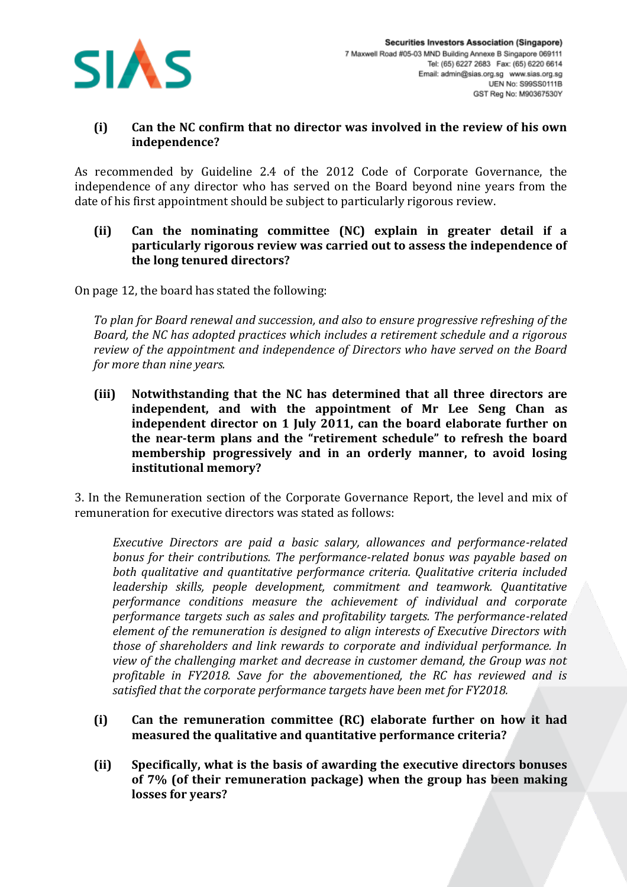**(i) Can the NC confirm that no director was involved in the review of his own independence?**

As recommended by Guideline 2.4 of the 2012 Code of Corporate Governance, the independence of any director who has served on the Board beyond nine years from the date of his first appointment should be subject to particularly rigorous review.

**(ii) Can the nominating committee (NC) explain in greater detail if a particularly rigorous review was carried out to assess the independence of the long tenured directors?**

On page 12, the board has stated the following:

> *To plan for Board renewal and succession, and also to ensure progressive refreshing of the Board, the NC has adopted practices which includes a retirement schedule and a rigorous review of the appointment and independence of Directors who have served on the Board for more than nine years.*

**(iii) Notwithstanding that the NC has determined that all three directors are independent, and with the appointment of Mr Lee Seng Chan as independent director on 1 July 2011, can the board elaborate further on the near-term plans and the "retirement schedule" to refresh the board membership progressively and in an orderly manner, to avoid losing institutional memory?**

3. In the Remuneration section of the Corporate Governance Report, the level and mix of remuneration for executive directors was stated as follows:

> *Executive Directors are paid a basic salary, allowances and performance-related bonus for their contributions. The performance-related bonus was payable based on both qualitative and quantitative performance criteria. Qualitative criteria included leadership skills, people development, commitment and teamwork. Quantitative performance conditions measure the achievement of individual and corporate performance targets such as sales and profitability targets. The performance-related element of the remuneration is designed to align interests of Executive Directors with those of shareholders and link rewards to corporate and individual performance. In view of the challenging market and decrease in customer demand, the Group was not profitable in FY2018. Save for the abovementioned, the RC has reviewed and is satisfied that the corporate performance targets have been met for FY2018.*

**(i) Can the remuneration committee (RC) elaborate further on how it had measured the qualitative and quantitative performance criteria?**

**(ii) Specifically, what is the basis of awarding the executive directors bonuses of 7% (of their remuneration package) when the group has been making losses for years?**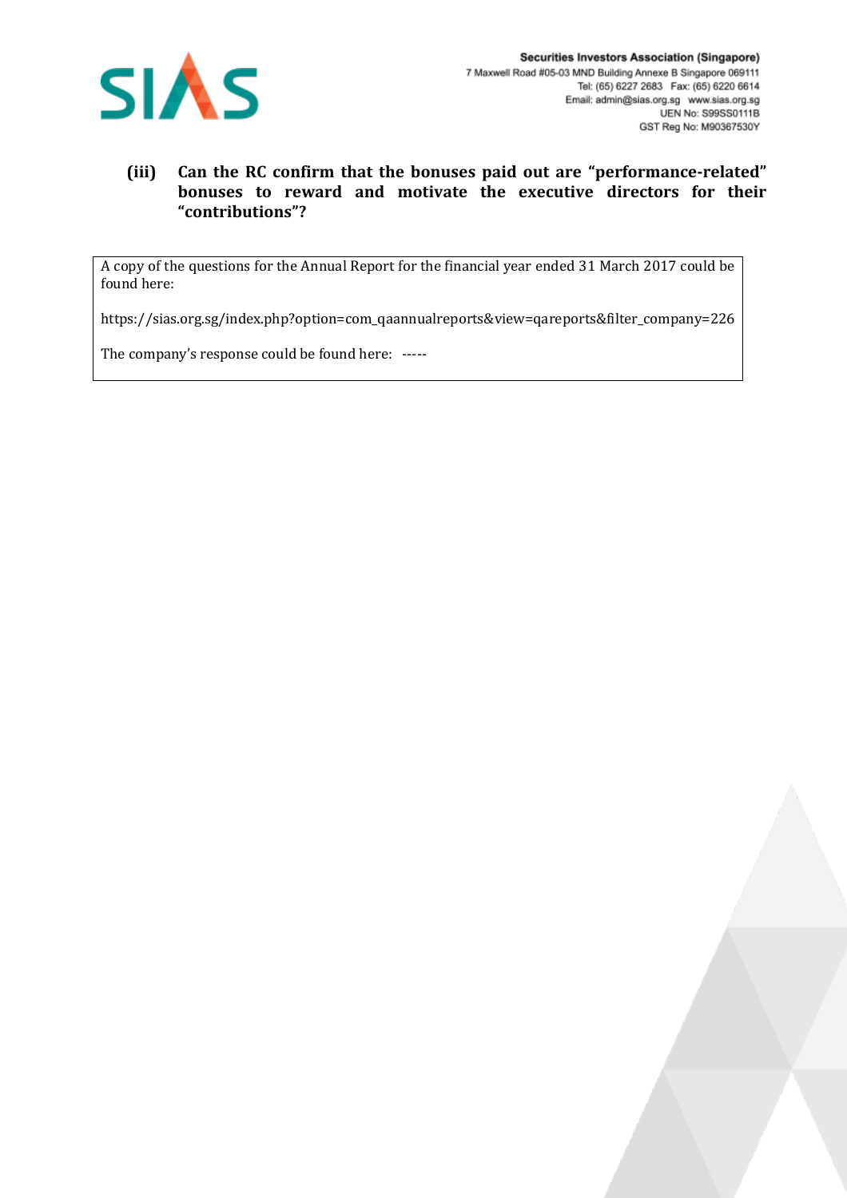**(iii) Can the RC confirm that the bonuses paid out are "performance-related" bonuses to reward and motivate the executive directors for their "contributions"?**

A copy of the questions for the Annual Report for the financial year ended 31 March 2017 could be found here:

https://sias.org.sg/index.php?option=com_qaannualreports&view=qareports&filter_company=226

The company's response could be found here: -----